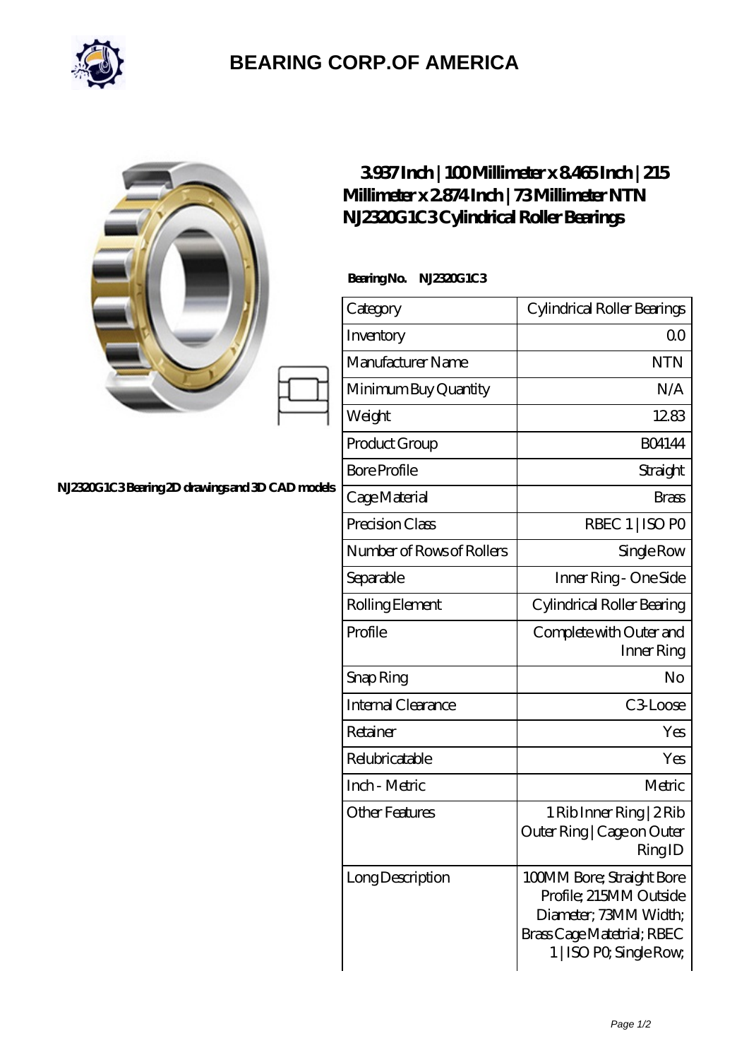# BEARING CORP.OF AMERICA

NJ2320G1C3 Bearing 2D drawings and 3D CAD models

## 3.937 Inch | 100 Millimeter x 8.465 Inch | 215 Millimeter x 2.874 Inch | 73 Millimeter NTN NJ2320G1C3 Cylindrical Roller Bearings

**Bearing No. NJ2320G1C3**

| Category | Cylindrical Roller Bearings |
|---|---|
| Inventory | 0.0 |
| Manufacturer Name | NTN |
| Minimum Buy Quantity | N/A |
| Weight | 12.83 |
| Product Group | B04144 |
| Bore Profile | Straight |
| Cage Material | Brass |
| Precision Class | RBEC 1 \| ISO P0 |
| Number of Rows of Rollers | Single Row |
| Separable | Inner Ring - One Side |
| Rolling Element | Cylindrical Roller Bearing |
| Profile | Complete with Outer and Inner Ring |
| Snap Ring | No |
| Internal Clearance | C3-Loose |
| Retainer | Yes |
| Relubricatable | Yes |
| Inch - Metric | Metric |
| Other Features | 1 Rib Inner Ring \| 2 Rib Outer Ring \| Cage on Outer Ring ID |
| Long Description | 100MM Bore; Straight Bore Profile; 215MM Outside Diameter; 73MM Width; Brass Cage Matetrial; RBEC 1 \| ISO P0; Single Row; |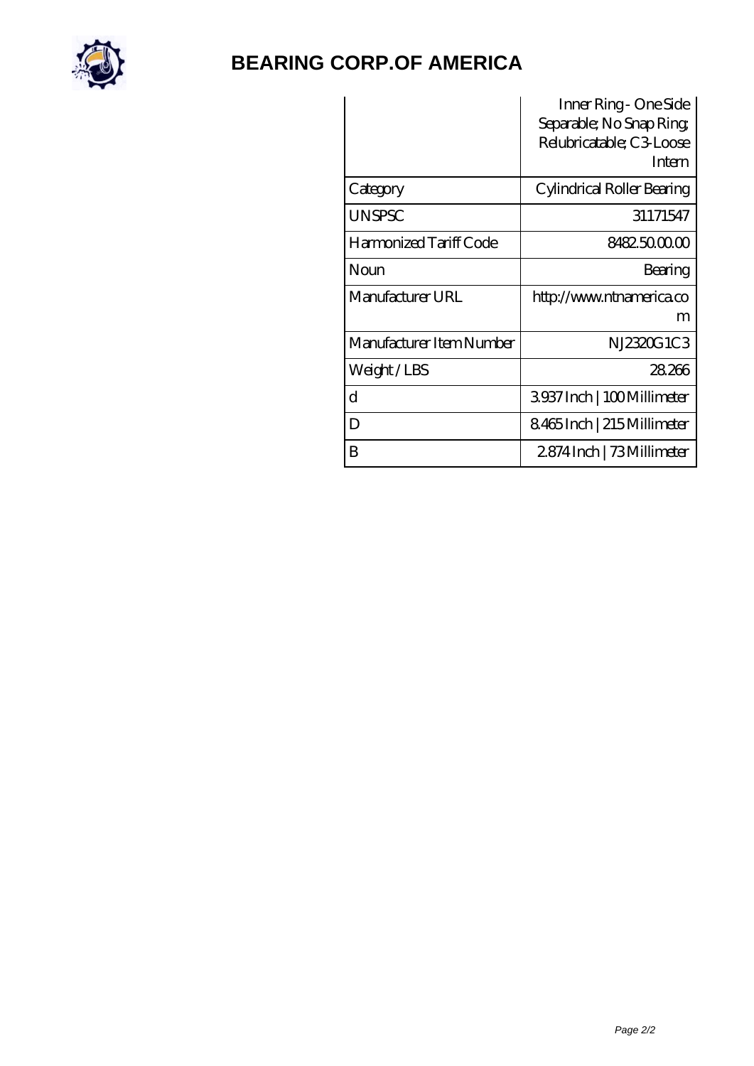| | |
|---|---|
| | Inner Ring - One Side Separable; No Snap Ring; Relubricatable; C3-Loose Intern |
| Category | Cylindrical Roller Bearing |
| UNSPSC | 31171547 |
| Harmonized Tariff Code | 8482.50.00.00 |
| Noun | Bearing |
| Manufacturer URL | http://www.ntnamerica.com |
| Manufacturer Item Number | NJ2320G1C3 |
| Weight / LBS | 28.266 |
| d | 3.937 Inch \| 100 Millimeter |
| D | 8.465 Inch \| 215 Millimeter |
| B | 2.874 Inch \| 73 Millimeter |